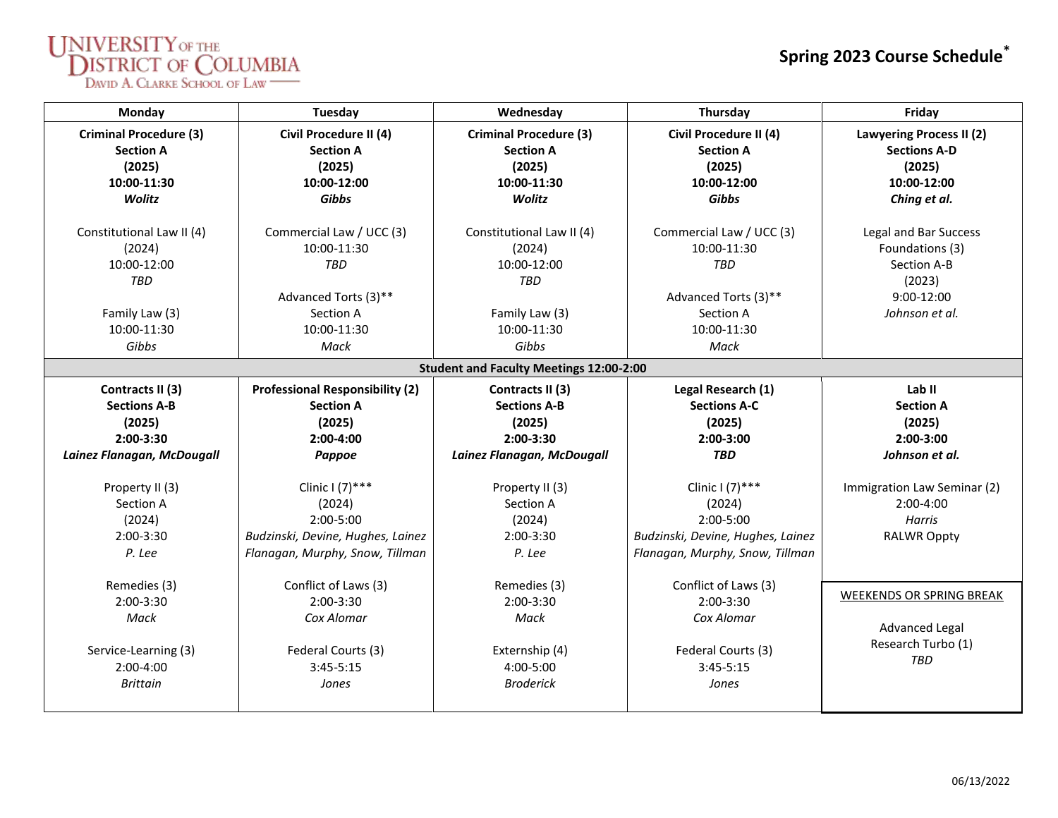UNIVERSITY OF THE DISTRICT OF COLUMBIA
DAVID A. CLARKE SCHOOL OF LAW

# Spring 2023 Course Schedule*

| Monday | Tuesday | Wednesday | Thursday | Friday |
|---|---|---|---|---|
| **Criminal Procedure (3)**<br>**Section A**<br>**(2025)**<br>**10:00-11:30**<br>***Wolitz***<br><br>Constitutional Law II (4)<br>(2024)<br>10:00-12:00<br>*TBD*<br><br>Family Law (3)<br>10:00-11:30<br>*Gibbs* | **Civil Procedure II (4)**<br>**Section A**<br>**(2025)**<br>**10:00-12:00**<br>***Gibbs***<br><br>Commercial Law / UCC (3)<br>10:00-11:30<br>*TBD*<br><br>Advanced Torts (3)**<br>Section A<br>10:00-11:30<br>*Mack* | **Criminal Procedure (3)**<br>**Section A**<br>**(2025)**<br>**10:00-11:30**<br>***Wolitz***<br><br>Constitutional Law II (4)<br>(2024)<br>10:00-12:00<br>*TBD*<br><br>Family Law (3)<br>10:00-11:30<br>*Gibbs* | **Civil Procedure II (4)**<br>**Section A**<br>**(2025)**<br>**10:00-12:00**<br>***Gibbs***<br><br>Commercial Law / UCC (3)<br>10:00-11:30<br>*TBD*<br><br>Advanced Torts (3)**<br>Section A<br>10:00-11:30<br>*Mack* | **Lawyering Process II (2)**<br>**Sections A-D**<br>**(2025)**<br>**10:00-12:00**<br>***Ching et al.***<br><br>Legal and Bar Success Foundations (3)<br>Section A-B<br>(2023)<br>9:00-12:00<br>*Johnson et al.* |
| **Student and Faculty Meetings 12:00-2:00** | | | | |
| **Contracts II (3)**<br>**Sections A-B**<br>**(2025)**<br>**2:00-3:30**<br>***Lainez Flanagan, McDougall***<br><br>Property II (3)<br>Section A<br>(2024)<br>2:00-3:30<br>*P. Lee*<br><br>Remedies (3)<br>2:00-3:30<br>*Mack*<br><br>Service-Learning (3)<br>2:00-4:00<br>*Brittain* | **Professional Responsibility (2)**<br>**Section A**<br>**(2025)**<br>**2:00-4:00**<br>***Pappoe***<br><br>Clinic I (7)***<br>(2024)<br>2:00-5:00<br>*Budzinski, Devine, Hughes, Lainez Flanagan, Murphy, Snow, Tillman*<br><br>Conflict of Laws (3)<br>2:00-3:30<br>*Cox Alomar*<br><br>Federal Courts (3)<br>3:45-5:15<br>*Jones* | **Contracts II (3)**<br>**Sections A-B**<br>**(2025)**<br>**2:00-3:30**<br>***Lainez Flanagan, McDougall***<br><br>Property II (3)<br>Section A<br>(2024)<br>2:00-3:30<br>*P. Lee*<br><br>Remedies (3)<br>2:00-3:30<br>*Mack*<br><br>Externship (4)<br>4:00-5:00<br>*Broderick* | **Legal Research (1)**<br>**Sections A-C**<br>**(2025)**<br>**2:00-3:00**<br>***TBD***<br><br>Clinic I (7)***<br>(2024)<br>2:00-5:00<br>*Budzinski, Devine, Hughes, Lainez Flanagan, Murphy, Snow, Tillman*<br><br>Conflict of Laws (3)<br>2:00-3:30<br>*Cox Alomar*<br><br>Federal Courts (3)<br>3:45-5:15<br>*Jones* | **Lab II**<br>**Section A**<br>**(2025)**<br>**2:00-3:00**<br>***Johnson et al.***<br><br>Immigration Law Seminar (2)<br>2:00-4:00<br>*Harris*<br>RALWR Oppty<br><br>WEEKENDS OR SPRING BREAK<br><br>Advanced Legal Research Turbo (1)<br>*TBD* |

06/13/2022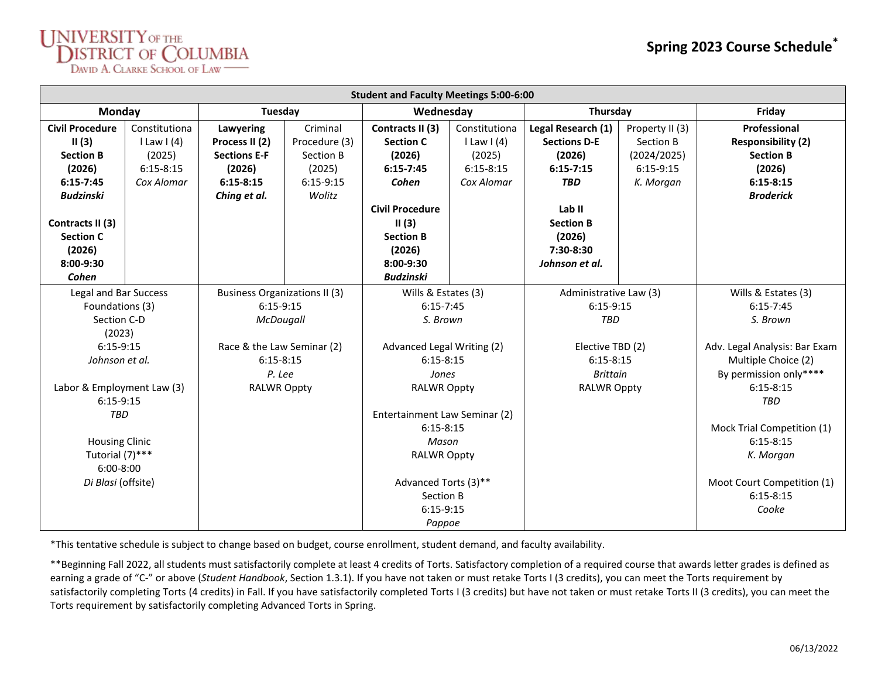# University of the District of Columbia
## David A. Clarke School of Law

## Spring 2023 Course Schedule*

| Student and Faculty Meetings 5:00-6:00 | | | | | | | | |
|---|---|---|---|---|---|---|---|---|
| **Monday** | | **Tuesday** | | **Wednesday** | | **Thursday** | | **Friday** |
| **Civil Procedure II (3) Section B (2026) 6:15-7:45 *Budzinski*** <br><br> **Contracts II (3) Section C (2026) 8:00-9:30 *Cohen*** | Constitutional Law I (4) (2025) 6:15-8:15 *Cox Alomar* | **Lawyering Process II (2) Sections E-F (2026) 6:15-8:15 *Ching et al.*** | Criminal Procedure (3) Section B (2025) 6:15-9:15 *Wolitz* | **Contracts II (3) Section C (2026) 6:15-7:45 *Cohen*** <br><br> **Civil Procedure II (3) Section B (2026) 8:00-9:30 *Budzinski*** | Constitutional Law I (4) (2025) 6:15-8:15 *Cox Alomar* | **Legal Research (1) Sections D-E (2026) 6:15-7:15 *TBD*** <br><br> **Lab II Section B (2026) 7:30-8:30 *Johnson et al.*** | Property II (3) Section B (2024/2025) 6:15-9:15 *K. Morgan* | **Professional Responsibility (2) Section B (2026) 6:15-8:15 *Broderick*** |
| Legal and Bar Success Foundations (3) Section C-D (2023) 6:15-9:15 *Johnson et al.* <br><br> Labor & Employment Law (3) 6:15-9:15 *TBD* <br><br> Housing Clinic Tutorial (7)*** 6:00-8:00 *Di Blasi* (offsite) | | Business Organizations II (3) 6:15-9:15 *McDougall* <br><br> Race & the Law Seminar (2) 6:15-8:15 *P. Lee* RALWR Oppty | | Wills & Estates (3) 6:15-7:45 *S. Brown* <br><br> Advanced Legal Writing (2) 6:15-8:15 *Jones* RALWR Oppty <br><br> Entertainment Law Seminar (2) 6:15-8:15 *Mason* RALWR Oppty <br><br> Advanced Torts (3)** Section B 6:15-9:15 *Pappoe* | | Administrative Law (3) 6:15-9:15 *TBD* <br><br> Elective TBD (2) 6:15-8:15 *Brittain* RALWR Oppty | | Wills & Estates (3) 6:15-7:45 *S. Brown* <br><br> Adv. Legal Analysis: Bar Exam Multiple Choice (2) By permission only**** 6:15-8:15 *TBD* <br><br> Mock Trial Competition (1) 6:15-8:15 *K. Morgan* <br><br> Moot Court Competition (1) 6:15-8:15 *Cooke* |

*This tentative schedule is subject to change based on budget, course enrollment, student demand, and faculty availability.

**Beginning Fall 2022, all students must satisfactorily complete at least 4 credits of Torts. Satisfactory completion of a required course that awards letter grades is defined as earning a grade of "C-" or above (*Student Handbook*, Section 1.3.1). If you have not taken or must retake Torts I (3 credits), you can meet the Torts requirement by satisfactorily completing Torts (4 credits) in Fall. If you have satisfactorily completed Torts I (3 credits) but have not taken or must retake Torts II (3 credits), you can meet the Torts requirement by satisfactorily completing Advanced Torts in Spring.

06/13/2022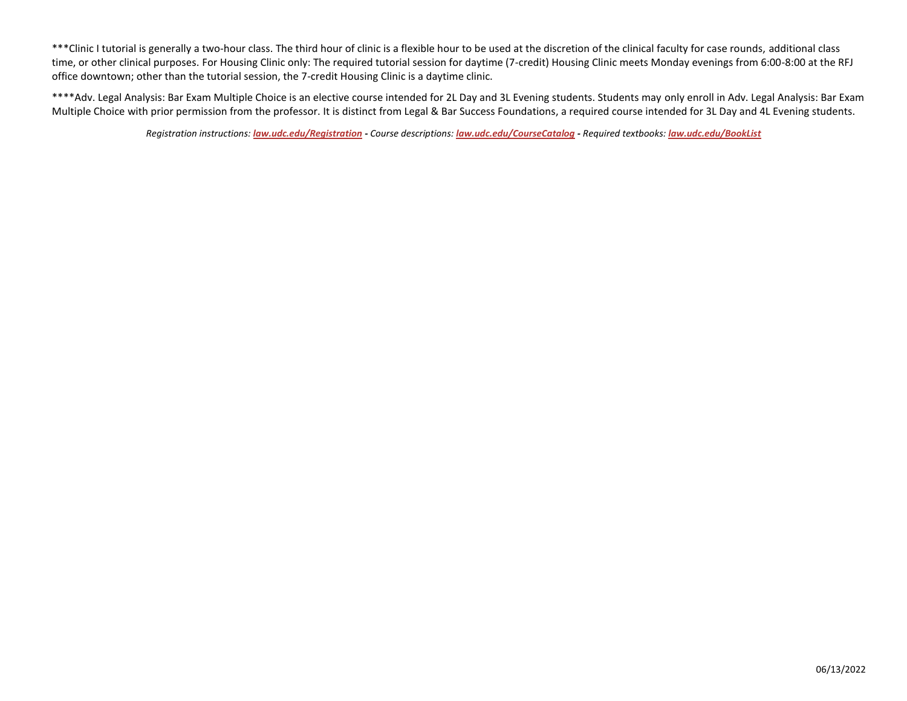***Clinic I tutorial is generally a two-hour class. The third hour of clinic is a flexible hour to be used at the discretion of the clinical faculty for case rounds, additional class time, or other clinical purposes. For Housing Clinic only: The required tutorial session for daytime (7-credit) Housing Clinic meets Monday evenings from 6:00-8:00 at the RFJ office downtown; other than the tutorial session, the 7-credit Housing Clinic is a daytime clinic.

****Adv. Legal Analysis: Bar Exam Multiple Choice is an elective course intended for 2L Day and 3L Evening students. Students may only enroll in Adv. Legal Analysis: Bar Exam Multiple Choice with prior permission from the professor. It is distinct from Legal & Bar Success Foundations, a required course intended for 3L Day and 4L Evening students.

*Registration instructions: **law.udc.edu/Registration** - Course descriptions: **law.udc.edu/CourseCatalog** - Required textbooks: **law.udc.edu/BookList***

06/13/2022